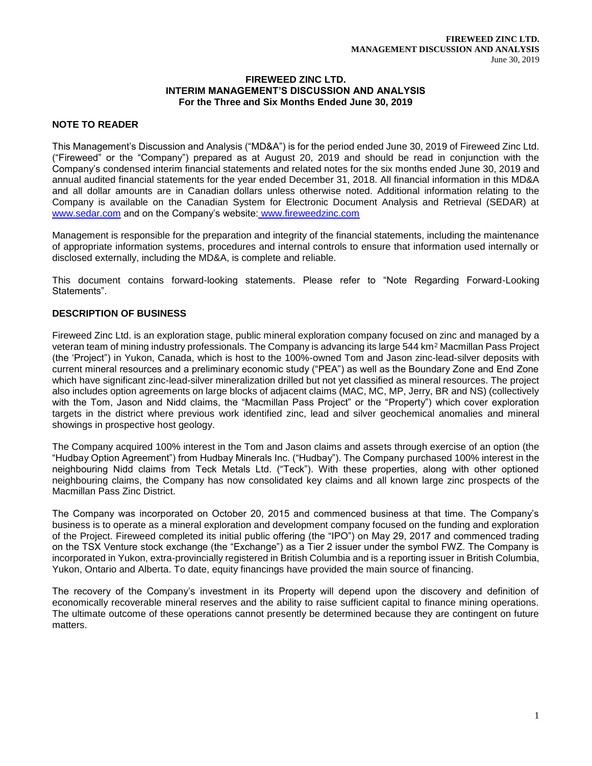# FIREWEED ZINC LTD.
# INTERIM MANAGEMENT'S DISCUSSION AND ANALYSIS
## For the Three and Six Months Ended June 30, 2019

## NOTE TO READER

This Management's Discussion and Analysis ("MD&A") is for the period ended June 30, 2019 of Fireweed Zinc Ltd. ("Fireweed" or the "Company") prepared as at August 20, 2019 and should be read in conjunction with the Company's condensed interim financial statements and related notes for the six months ended June 30, 2019 and annual audited financial statements for the year ended December 31, 2018. All financial information in this MD&A and all dollar amounts are in Canadian dollars unless otherwise noted. Additional information relating to the Company is available on the Canadian System for Electronic Document Analysis and Retrieval (SEDAR) at www.sedar.com and on the Company's website: www.fireweedzinc.com

Management is responsible for the preparation and integrity of the financial statements, including the maintenance of appropriate information systems, procedures and internal controls to ensure that information used internally or disclosed externally, including the MD&A, is complete and reliable.

This document contains forward-looking statements. Please refer to "Note Regarding Forward-Looking Statements".

## DESCRIPTION OF BUSINESS

Fireweed Zinc Ltd. is an exploration stage, public mineral exploration company focused on zinc and managed by a veteran team of mining industry professionals. The Company is advancing its large 544 km$^2$ Macmillan Pass Project (the 'Project') in Yukon, Canada, which is host to the 100%-owned Tom and Jason zinc-lead-silver deposits with current mineral resources and a preliminary economic study ("PEA") as well as the Boundary Zone and End Zone which have significant zinc-lead-silver mineralization drilled but not yet classified as mineral resources. The project also includes option agreements on large blocks of adjacent claims (MAC, MC, MP, Jerry, BR and NS) (collectively with the Tom, Jason and Nidd claims, the "Macmillan Pass Project" or the "Property") which cover exploration targets in the district where previous work identified zinc, lead and silver geochemical anomalies and mineral showings in prospective host geology.

The Company acquired 100% interest in the Tom and Jason claims and assets through exercise of an option (the "Hudbay Option Agreement") from Hudbay Minerals Inc. ("Hudbay"). The Company purchased 100% interest in the neighbouring Nidd claims from Teck Metals Ltd. ("Teck"). With these properties, along with other optioned neighbouring claims, the Company has now consolidated key claims and all known large zinc prospects of the Macmillan Pass Zinc District.

The Company was incorporated on October 20, 2015 and commenced business at that time. The Company's business is to operate as a mineral exploration and development company focused on the funding and exploration of the Project. Fireweed completed its initial public offering (the "IPO") on May 29, 2017 and commenced trading on the TSX Venture stock exchange (the "Exchange") as a Tier 2 issuer under the symbol FWZ. The Company is incorporated in Yukon, extra-provincially registered in British Columbia and is a reporting issuer in British Columbia, Yukon, Ontario and Alberta. To date, equity financings have provided the main source of financing.

The recovery of the Company's investment in its Property will depend upon the discovery and definition of economically recoverable mineral reserves and the ability to raise sufficient capital to finance mining operations. The ultimate outcome of these operations cannot presently be determined because they are contingent on future matters.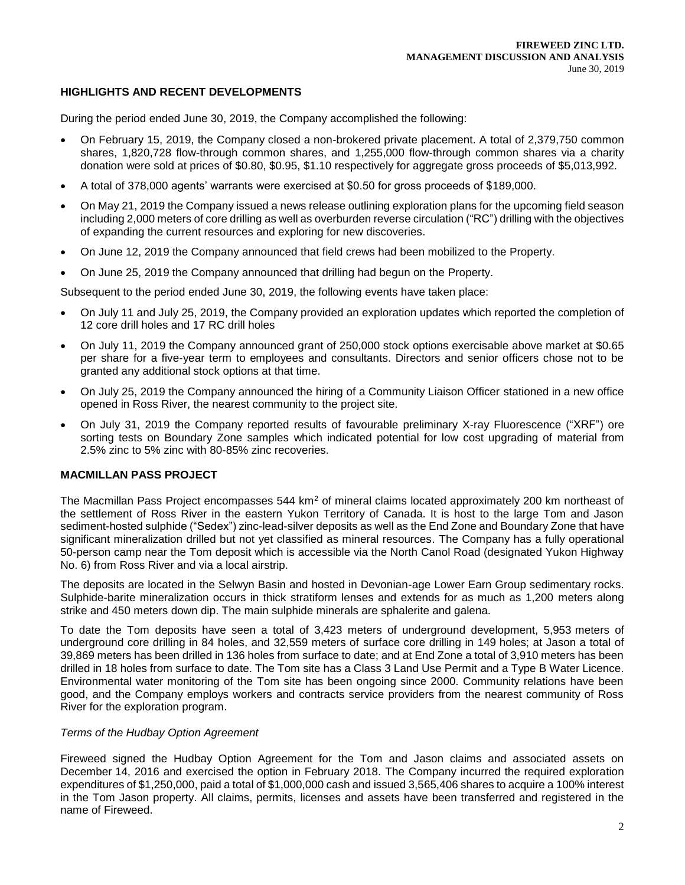## HIGHLIGHTS AND RECENT DEVELOPMENTS

During the period ended June 30, 2019, the Company accomplished the following:

- On February 15, 2019, the Company closed a non-brokered private placement. A total of 2,379,750 common shares, 1,820,728 flow-through common shares, and 1,255,000 flow-through common shares via a charity donation were sold at prices of $0.80, $0.95, $1.10 respectively for aggregate gross proceeds of $5,013,992.
- A total of 378,000 agents' warrants were exercised at $0.50 for gross proceeds of $189,000.
- On May 21, 2019 the Company issued a news release outlining exploration plans for the upcoming field season including 2,000 meters of core drilling as well as overburden reverse circulation ("RC") drilling with the objectives of expanding the current resources and exploring for new discoveries.
- On June 12, 2019 the Company announced that field crews had been mobilized to the Property.
- On June 25, 2019 the Company announced that drilling had begun on the Property.

Subsequent to the period ended June 30, 2019, the following events have taken place:

- On July 11 and July 25, 2019, the Company provided an exploration updates which reported the completion of 12 core drill holes and 17 RC drill holes
- On July 11, 2019 the Company announced grant of 250,000 stock options exercisable above market at $0.65 per share for a five-year term to employees and consultants. Directors and senior officers chose not to be granted any additional stock options at that time.
- On July 25, 2019 the Company announced the hiring of a Community Liaison Officer stationed in a new office opened in Ross River, the nearest community to the project site.
- On July 31, 2019 the Company reported results of favourable preliminary X-ray Fluorescence ("XRF") ore sorting tests on Boundary Zone samples which indicated potential for low cost upgrading of material from 2.5% zinc to 5% zinc with 80-85% zinc recoveries.

## MACMILLAN PASS PROJECT

The Macmillan Pass Project encompasses 544 km$^2$ of mineral claims located approximately 200 km northeast of the settlement of Ross River in the eastern Yukon Territory of Canada. It is host to the large Tom and Jason sediment-hosted sulphide ("Sedex") zinc-lead-silver deposits as well as the End Zone and Boundary Zone that have significant mineralization drilled but not yet classified as mineral resources. The Company has a fully operational 50-person camp near the Tom deposit which is accessible via the North Canol Road (designated Yukon Highway No. 6) from Ross River and via a local airstrip.

The deposits are located in the Selwyn Basin and hosted in Devonian-age Lower Earn Group sedimentary rocks. Sulphide-barite mineralization occurs in thick stratiform lenses and extends for as much as 1,200 meters along strike and 450 meters down dip. The main sulphide minerals are sphalerite and galena.

To date the Tom deposits have seen a total of 3,423 meters of underground development, 5,953 meters of underground core drilling in 84 holes, and 32,559 meters of surface core drilling in 149 holes; at Jason a total of 39,869 meters has been drilled in 136 holes from surface to date; and at End Zone a total of 3,910 meters has been drilled in 18 holes from surface to date. The Tom site has a Class 3 Land Use Permit and a Type B Water Licence. Environmental water monitoring of the Tom site has been ongoing since 2000. Community relations have been good, and the Company employs workers and contracts service providers from the nearest community of Ross River for the exploration program.

*Terms of the Hudbay Option Agreement*

Fireweed signed the Hudbay Option Agreement for the Tom and Jason claims and associated assets on December 14, 2016 and exercised the option in February 2018. The Company incurred the required exploration expenditures of $1,250,000, paid a total of $1,000,000 cash and issued 3,565,406 shares to acquire a 100% interest in the Tom Jason property. All claims, permits, licenses and assets have been transferred and registered in the name of Fireweed.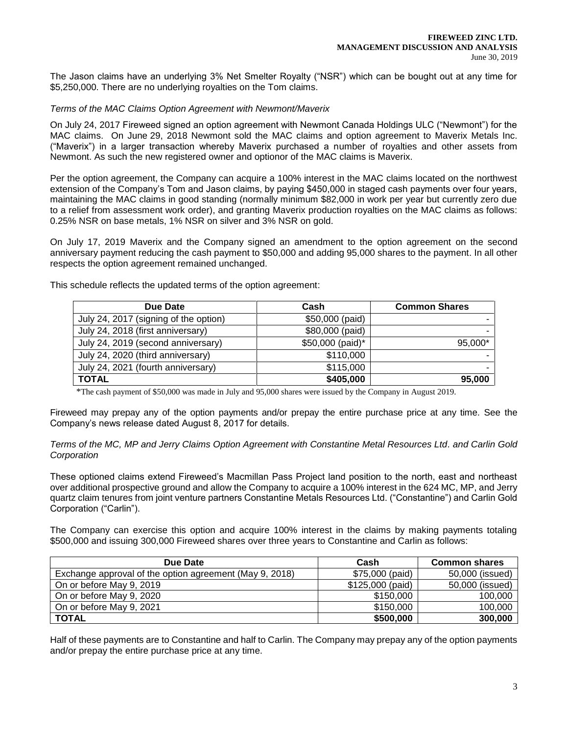The Jason claims have an underlying 3% Net Smelter Royalty ("NSR") which can be bought out at any time for $5,250,000. There are no underlying royalties on the Tom claims.

*Terms of the MAC Claims Option Agreement with Newmont/Maverix*

On July 24, 2017 Fireweed signed an option agreement with Newmont Canada Holdings ULC ("Newmont") for the MAC claims. On June 29, 2018 Newmont sold the MAC claims and option agreement to Maverix Metals Inc. ("Maverix") in a larger transaction whereby Maverix purchased a number of royalties and other assets from Newmont. As such the new registered owner and optionor of the MAC claims is Maverix.

Per the option agreement, the Company can acquire a 100% interest in the MAC claims located on the northwest extension of the Company's Tom and Jason claims, by paying $450,000 in staged cash payments over four years, maintaining the MAC claims in good standing (normally minimum $82,000 in work per year but currently zero due to a relief from assessment work order), and granting Maverix production royalties on the MAC claims as follows: 0.25% NSR on base metals, 1% NSR on silver and 3% NSR on gold.

On July 17, 2019 Maverix and the Company signed an amendment to the option agreement on the second anniversary payment reducing the cash payment to $50,000 and adding 95,000 shares to the payment. In all other respects the option agreement remained unchanged.

This schedule reflects the updated terms of the option agreement:

| Due Date | Cash | Common Shares |
|---|---|---|
| July 24, 2017 (signing of the option) | $50,000 (paid) | - |
| July 24, 2018 (first anniversary) | $80,000 (paid) | - |
| July 24, 2019 (second anniversary) | $50,000 (paid)* | 95,000* |
| July 24, 2020 (third anniversary) | $110,000 | - |
| July 24, 2021 (fourth anniversary) | $115,000 | - |
| **TOTAL** | **$405,000** | **95,000** |

*The cash payment of $50,000 was made in July and 95,000 shares were issued by the Company in August 2019.

Fireweed may prepay any of the option payments and/or prepay the entire purchase price at any time. See the Company's news release dated August 8, 2017 for details.

*Terms of the MC, MP and Jerry Claims Option Agreement with Constantine Metal Resources Ltd. and Carlin Gold Corporation*

These optioned claims extend Fireweed's Macmillan Pass Project land position to the north, east and northeast over additional prospective ground and allow the Company to acquire a 100% interest in the 624 MC, MP, and Jerry quartz claim tenures from joint venture partners Constantine Metals Resources Ltd. ("Constantine") and Carlin Gold Corporation ("Carlin").

The Company can exercise this option and acquire 100% interest in the claims by making payments totaling $500,000 and issuing 300,000 Fireweed shares over three years to Constantine and Carlin as follows:

| Due Date | Cash | Common shares |
|---|---|---|
| Exchange approval of the option agreement (May 9, 2018) | $75,000 (paid) | 50,000 (issued) |
| On or before May 9, 2019 | $125,000 (paid) | 50,000 (issued) |
| On or before May 9, 2020 | $150,000 | 100,000 |
| On or before May 9, 2021 | $150,000 | 100,000 |
| **TOTAL** | **$500,000** | **300,000** |

Half of these payments are to Constantine and half to Carlin. The Company may prepay any of the option payments and/or prepay the entire purchase price at any time.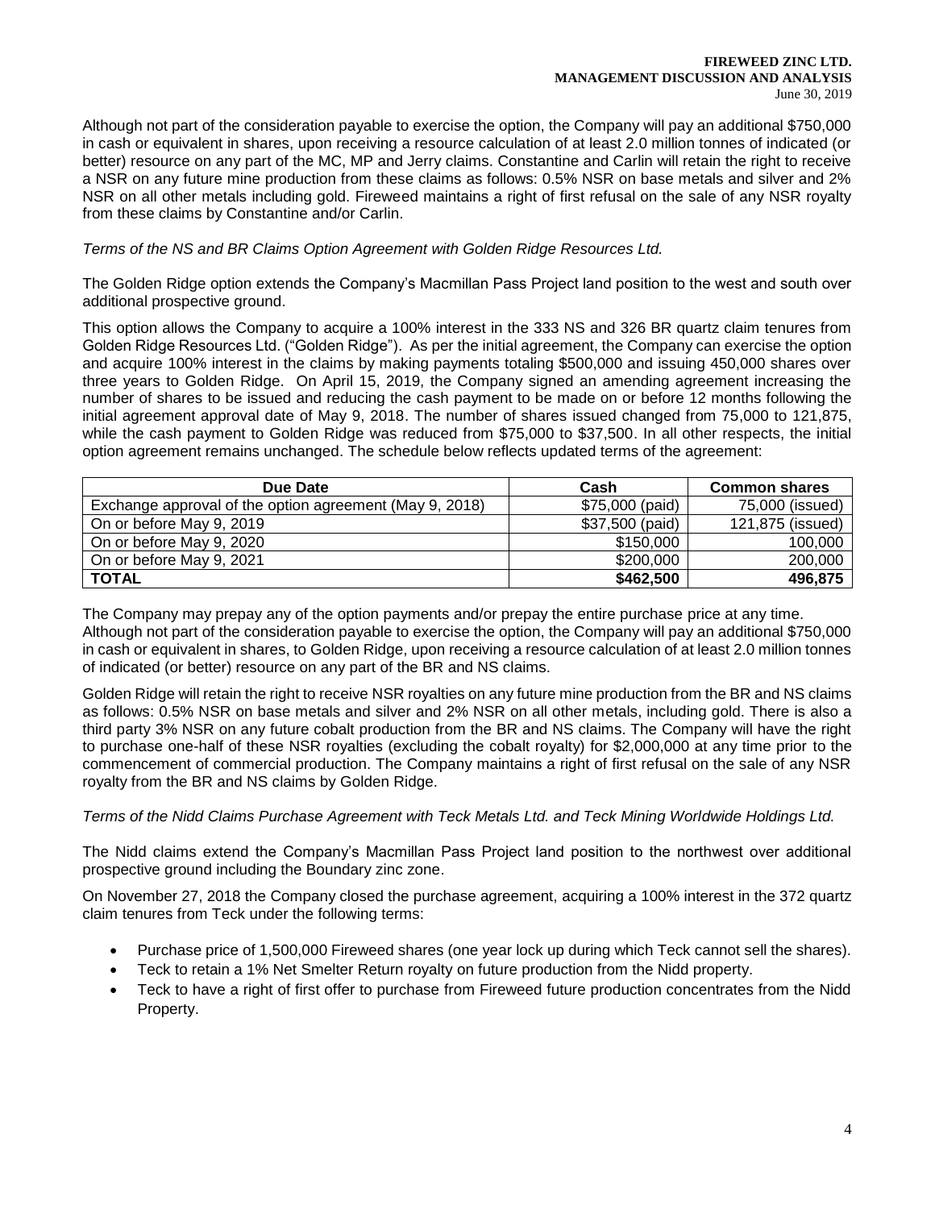Although not part of the consideration payable to exercise the option, the Company will pay an additional $750,000 in cash or equivalent in shares, upon receiving a resource calculation of at least 2.0 million tonnes of indicated (or better) resource on any part of the MC, MP and Jerry claims. Constantine and Carlin will retain the right to receive a NSR on any future mine production from these claims as follows: 0.5% NSR on base metals and silver and 2% NSR on all other metals including gold. Fireweed maintains a right of first refusal on the sale of any NSR royalty from these claims by Constantine and/or Carlin.

*Terms of the NS and BR Claims Option Agreement with Golden Ridge Resources Ltd.*

The Golden Ridge option extends the Company's Macmillan Pass Project land position to the west and south over additional prospective ground.

This option allows the Company to acquire a 100% interest in the 333 NS and 326 BR quartz claim tenures from Golden Ridge Resources Ltd. ("Golden Ridge"). As per the initial agreement, the Company can exercise the option and acquire 100% interest in the claims by making payments totaling $500,000 and issuing 450,000 shares over three years to Golden Ridge. On April 15, 2019, the Company signed an amending agreement increasing the number of shares to be issued and reducing the cash payment to be made on or before 12 months following the initial agreement approval date of May 9, 2018. The number of shares issued changed from 75,000 to 121,875, while the cash payment to Golden Ridge was reduced from $75,000 to $37,500. In all other respects, the initial option agreement remains unchanged. The schedule below reflects updated terms of the agreement:

| Due Date | Cash | Common shares |
|---|---:|---:|
| Exchange approval of the option agreement (May 9, 2018) | $75,000 (paid) | 75,000 (issued) |
| On or before May 9, 2019 | $37,500 (paid) | 121,875 (issued) |
| On or before May 9, 2020 | $150,000 | 100,000 |
| On or before May 9, 2021 | $200,000 | 200,000 |
| **TOTAL** | **$462,500** | **496,875** |

The Company may prepay any of the option payments and/or prepay the entire purchase price at any time. Although not part of the consideration payable to exercise the option, the Company will pay an additional $750,000 in cash or equivalent in shares, to Golden Ridge, upon receiving a resource calculation of at least 2.0 million tonnes of indicated (or better) resource on any part of the BR and NS claims.

Golden Ridge will retain the right to receive NSR royalties on any future mine production from the BR and NS claims as follows: 0.5% NSR on base metals and silver and 2% NSR on all other metals, including gold. There is also a third party 3% NSR on any future cobalt production from the BR and NS claims. The Company will have the right to purchase one-half of these NSR royalties (excluding the cobalt royalty) for $2,000,000 at any time prior to the commencement of commercial production. The Company maintains a right of first refusal on the sale of any NSR royalty from the BR and NS claims by Golden Ridge.

*Terms of the Nidd Claims Purchase Agreement with Teck Metals Ltd. and Teck Mining Worldwide Holdings Ltd.*

The Nidd claims extend the Company's Macmillan Pass Project land position to the northwest over additional prospective ground including the Boundary zinc zone.

On November 27, 2018 the Company closed the purchase agreement, acquiring a 100% interest in the 372 quartz claim tenures from Teck under the following terms:

- Purchase price of 1,500,000 Fireweed shares (one year lock up during which Teck cannot sell the shares).
- Teck to retain a 1% Net Smelter Return royalty on future production from the Nidd property.
- Teck to have a right of first offer to purchase from Fireweed future production concentrates from the Nidd Property.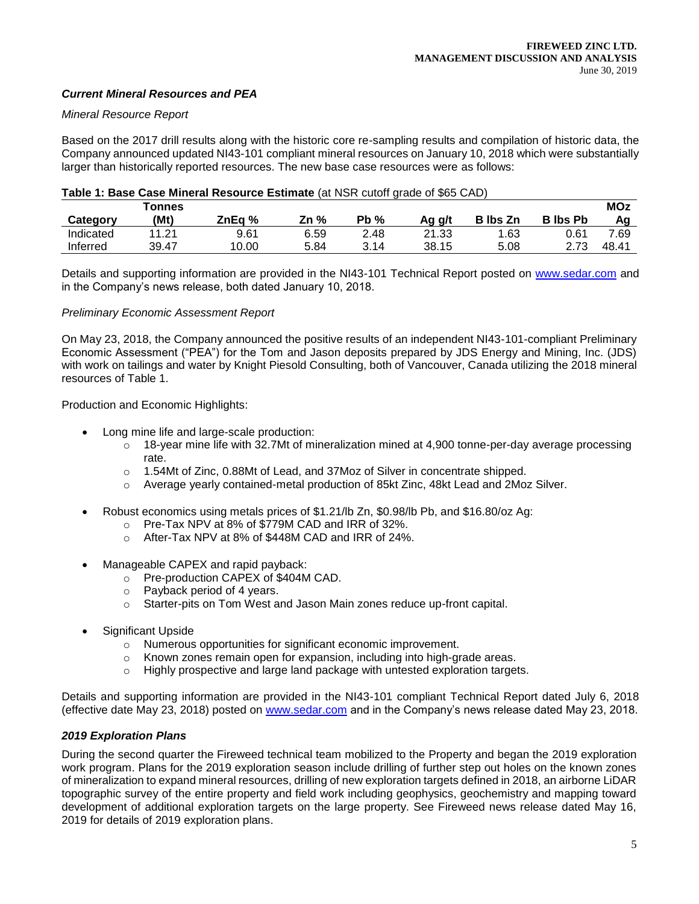### *Current Mineral Resources and PEA*

*Mineral Resource Report*

Based on the 2017 drill results along with the historic core re-sampling results and compilation of historic data, the Company announced updated NI43-101 compliant mineral resources on January 10, 2018 which were substantially larger than historically reported resources. The new base case resources were as follows:

**Table 1: Base Case Mineral Resource Estimate** (at NSR cutoff grade of $65 CAD)

| Category | Tonnes (Mt) | ZnEq % | Zn % | Pb % | Ag g/t | B lbs Zn | B lbs Pb | MOz Ag |
|---|---|---|---|---|---|---|---|---|
| Indicated | 11.21 | 9.61 | 6.59 | 2.48 | 21.33 | 1.63 | 0.61 | 7.69 |
| Inferred | 39.47 | 10.00 | 5.84 | 3.14 | 38.15 | 5.08 | 2.73 | 48.41 |

Details and supporting information are provided in the NI43-101 Technical Report posted on www.sedar.com and in the Company's news release, both dated January 10, 2018.

*Preliminary Economic Assessment Report*

On May 23, 2018, the Company announced the positive results of an independent NI43-101-compliant Preliminary Economic Assessment ("PEA") for the Tom and Jason deposits prepared by JDS Energy and Mining, Inc. (JDS) with work on tailings and water by Knight Piesold Consulting, both of Vancouver, Canada utilizing the 2018 mineral resources of Table 1.

Production and Economic Highlights:

- Long mine life and large-scale production:
  - 18-year mine life with 32.7Mt of mineralization mined at 4,900 tonne-per-day average processing rate.
  - 1.54Mt of Zinc, 0.88Mt of Lead, and 37Moz of Silver in concentrate shipped.
  - Average yearly contained-metal production of 85kt Zinc, 48kt Lead and 2Moz Silver.
- Robust economics using metals prices of $1.21/lb Zn, $0.98/lb Pb, and $16.80/oz Ag:
  - Pre-Tax NPV at 8% of $779M CAD and IRR of 32%.
  - After-Tax NPV at 8% of $448M CAD and IRR of 24%.
- Manageable CAPEX and rapid payback:
  - Pre-production CAPEX of $404M CAD.
  - Payback period of 4 years.
  - Starter-pits on Tom West and Jason Main zones reduce up-front capital.
- Significant Upside
  - Numerous opportunities for significant economic improvement.
  - Known zones remain open for expansion, including into high-grade areas.
  - Highly prospective and large land package with untested exploration targets.

Details and supporting information are provided in the NI43-101 compliant Technical Report dated July 6, 2018 (effective date May 23, 2018) posted on www.sedar.com and in the Company's news release dated May 23, 2018.

### *2019 Exploration Plans*

During the second quarter the Fireweed technical team mobilized to the Property and began the 2019 exploration work program. Plans for the 2019 exploration season include drilling of further step out holes on the known zones of mineralization to expand mineral resources, drilling of new exploration targets defined in 2018, an airborne LiDAR topographic survey of the entire property and field work including geophysics, geochemistry and mapping toward development of additional exploration targets on the large property. See Fireweed news release dated May 16, 2019 for details of 2019 exploration plans.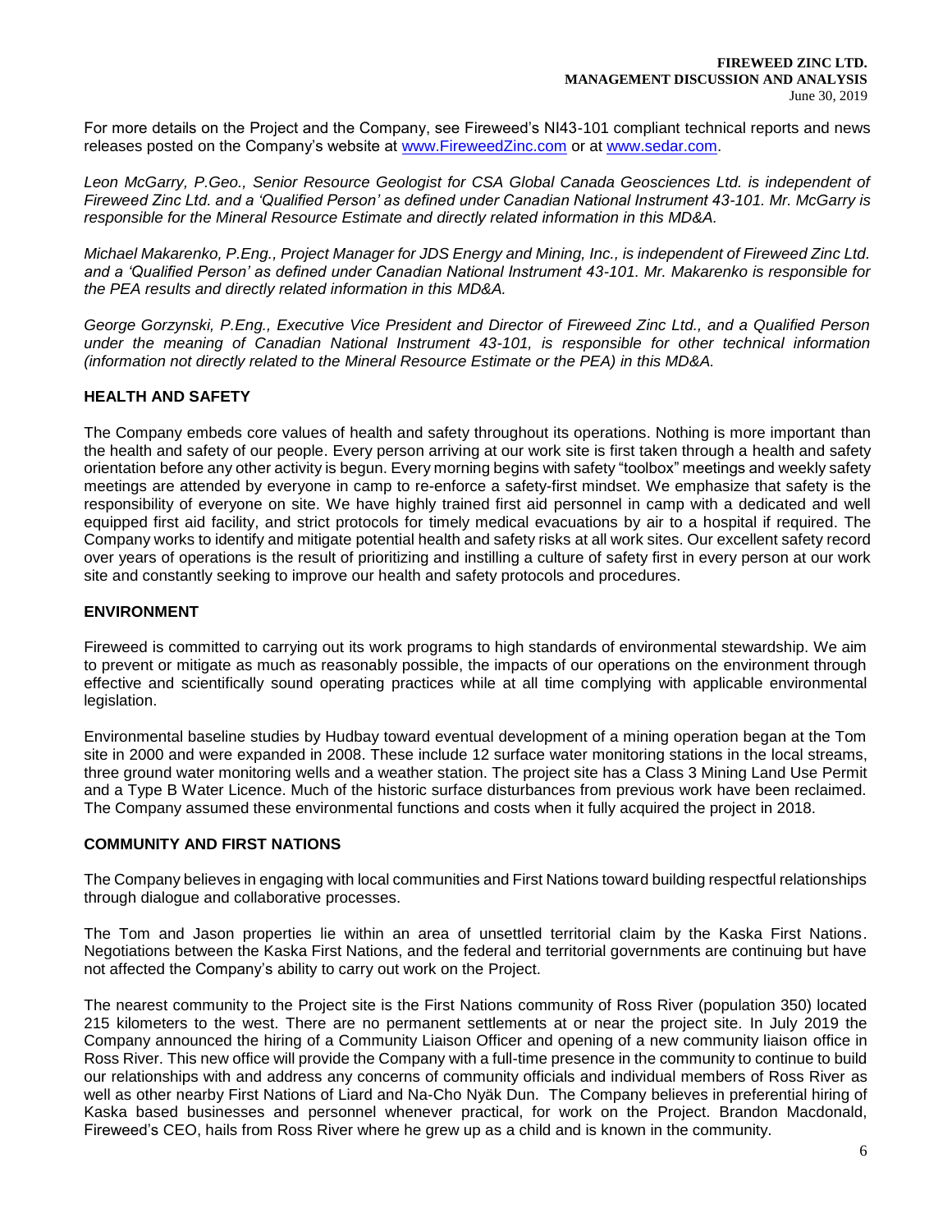For more details on the Project and the Company, see Fireweed's NI43-101 compliant technical reports and news releases posted on the Company's website at [www.FireweedZinc.com](http://www.FireweedZinc.com) or at [www.sedar.com](http://www.sedar.com).

*Leon McGarry, P.Geo., Senior Resource Geologist for CSA Global Canada Geosciences Ltd. is independent of Fireweed Zinc Ltd. and a 'Qualified Person' as defined under Canadian National Instrument 43-101. Mr. McGarry is responsible for the Mineral Resource Estimate and directly related information in this MD&A.*

*Michael Makarenko, P.Eng., Project Manager for JDS Energy and Mining, Inc., is independent of Fireweed Zinc Ltd. and a 'Qualified Person' as defined under Canadian National Instrument 43-101. Mr. Makarenko is responsible for the PEA results and directly related information in this MD&A.*

*George Gorzynski, P.Eng., Executive Vice President and Director of Fireweed Zinc Ltd., and a Qualified Person under the meaning of Canadian National Instrument 43-101, is responsible for other technical information (information not directly related to the Mineral Resource Estimate or the PEA) in this MD&A.*

## HEALTH AND SAFETY

The Company embeds core values of health and safety throughout its operations. Nothing is more important than the health and safety of our people. Every person arriving at our work site is first taken through a health and safety orientation before any other activity is begun. Every morning begins with safety "toolbox" meetings and weekly safety meetings are attended by everyone in camp to re-enforce a safety-first mindset. We emphasize that safety is the responsibility of everyone on site. We have highly trained first aid personnel in camp with a dedicated and well equipped first aid facility, and strict protocols for timely medical evacuations by air to a hospital if required. The Company works to identify and mitigate potential health and safety risks at all work sites. Our excellent safety record over years of operations is the result of prioritizing and instilling a culture of safety first in every person at our work site and constantly seeking to improve our health and safety protocols and procedures.

## ENVIRONMENT

Fireweed is committed to carrying out its work programs to high standards of environmental stewardship. We aim to prevent or mitigate as much as reasonably possible, the impacts of our operations on the environment through effective and scientifically sound operating practices while at all time complying with applicable environmental legislation.

Environmental baseline studies by Hudbay toward eventual development of a mining operation began at the Tom site in 2000 and were expanded in 2008. These include 12 surface water monitoring stations in the local streams, three ground water monitoring wells and a weather station. The project site has a Class 3 Mining Land Use Permit and a Type B Water Licence. Much of the historic surface disturbances from previous work have been reclaimed. The Company assumed these environmental functions and costs when it fully acquired the project in 2018.

## COMMUNITY AND FIRST NATIONS

The Company believes in engaging with local communities and First Nations toward building respectful relationships through dialogue and collaborative processes.

The Tom and Jason properties lie within an area of unsettled territorial claim by the Kaska First Nations. Negotiations between the Kaska First Nations, and the federal and territorial governments are continuing but have not affected the Company's ability to carry out work on the Project.

The nearest community to the Project site is the First Nations community of Ross River (population 350) located 215 kilometers to the west. There are no permanent settlements at or near the project site. In July 2019 the Company announced the hiring of a Community Liaison Officer and opening of a new community liaison office in Ross River. This new office will provide the Company with a full-time presence in the community to continue to build our relationships with and address any concerns of community officials and individual members of Ross River as well as other nearby First Nations of Liard and Na-Cho Nyäk Dun. The Company believes in preferential hiring of Kaska based businesses and personnel whenever practical, for work on the Project. Brandon Macdonald, Fireweed's CEO, hails from Ross River where he grew up as a child and is known in the community.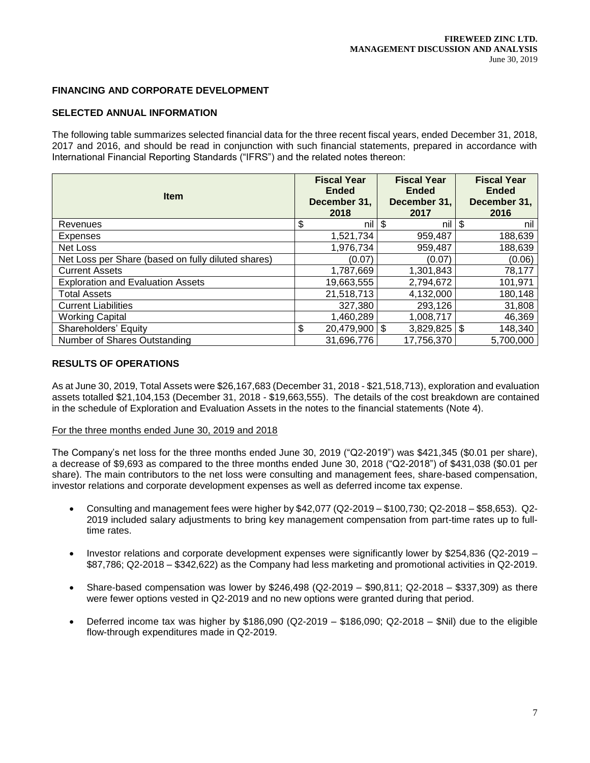## FINANCING AND CORPORATE DEVELOPMENT

## SELECTED ANNUAL INFORMATION

The following table summarizes selected financial data for the three recent fiscal years, ended December 31, 2018, 2017 and 2016, and should be read in conjunction with such financial statements, prepared in accordance with International Financial Reporting Standards ("IFRS") and the related notes thereon:

| Item | Fiscal Year Ended December 31, 2018 | Fiscal Year Ended December 31, 2017 | Fiscal Year Ended December 31, 2016 |
|---|---|---|---|
| Revenues | $ nil | $ nil | $ nil |
| Expenses | 1,521,734 | 959,487 | 188,639 |
| Net Loss | 1,976,734 | 959,487 | 188,639 |
| Net Loss per Share (based on fully diluted shares) | (0.07) | (0.07) | (0.06) |
| Current Assets | 1,787,669 | 1,301,843 | 78,177 |
| Exploration and Evaluation Assets | 19,663,555 | 2,794,672 | 101,971 |
| Total Assets | 21,518,713 | 4,132,000 | 180,148 |
| Current Liabilities | 327,380 | 293,126 | 31,808 |
| Working Capital | 1,460,289 | 1,008,717 | 46,369 |
| Shareholders' Equity | $ 20,479,900 | $ 3,829,825 | $ 148,340 |
| Number of Shares Outstanding | 31,696,776 | 17,756,370 | 5,700,000 |

## RESULTS OF OPERATIONS

As at June 30, 2019, Total Assets were $26,167,683 (December 31, 2018 - $21,518,713), exploration and evaluation assets totalled $21,104,153 (December 31, 2018 - $19,663,555). The details of the cost breakdown are contained in the schedule of Exploration and Evaluation Assets in the notes to the financial statements (Note 4).

For the three months ended June 30, 2019 and 2018

The Company's net loss for the three months ended June 30, 2019 ("Q2-2019") was $421,345 ($0.01 per share), a decrease of $9,693 as compared to the three months ended June 30, 2018 ("Q2-2018") of $431,038 ($0.01 per share). The main contributors to the net loss were consulting and management fees, share-based compensation, investor relations and corporate development expenses as well as deferred income tax expense.

- Consulting and management fees were higher by $42,077 (Q2-2019 – $100,730; Q2-2018 – $58,653). Q2-2019 included salary adjustments to bring key management compensation from part-time rates up to full-time rates.
- Investor relations and corporate development expenses were significantly lower by $254,836 (Q2-2019 – $87,786; Q2-2018 – $342,622) as the Company had less marketing and promotional activities in Q2-2019.
- Share-based compensation was lower by $246,498 (Q2-2019 – $90,811; Q2-2018 – $337,309) as there were fewer options vested in Q2-2019 and no new options were granted during that period.
- Deferred income tax was higher by $186,090 (Q2-2019 – $186,090; Q2-2018 – $Nil) due to the eligible flow-through expenditures made in Q2-2019.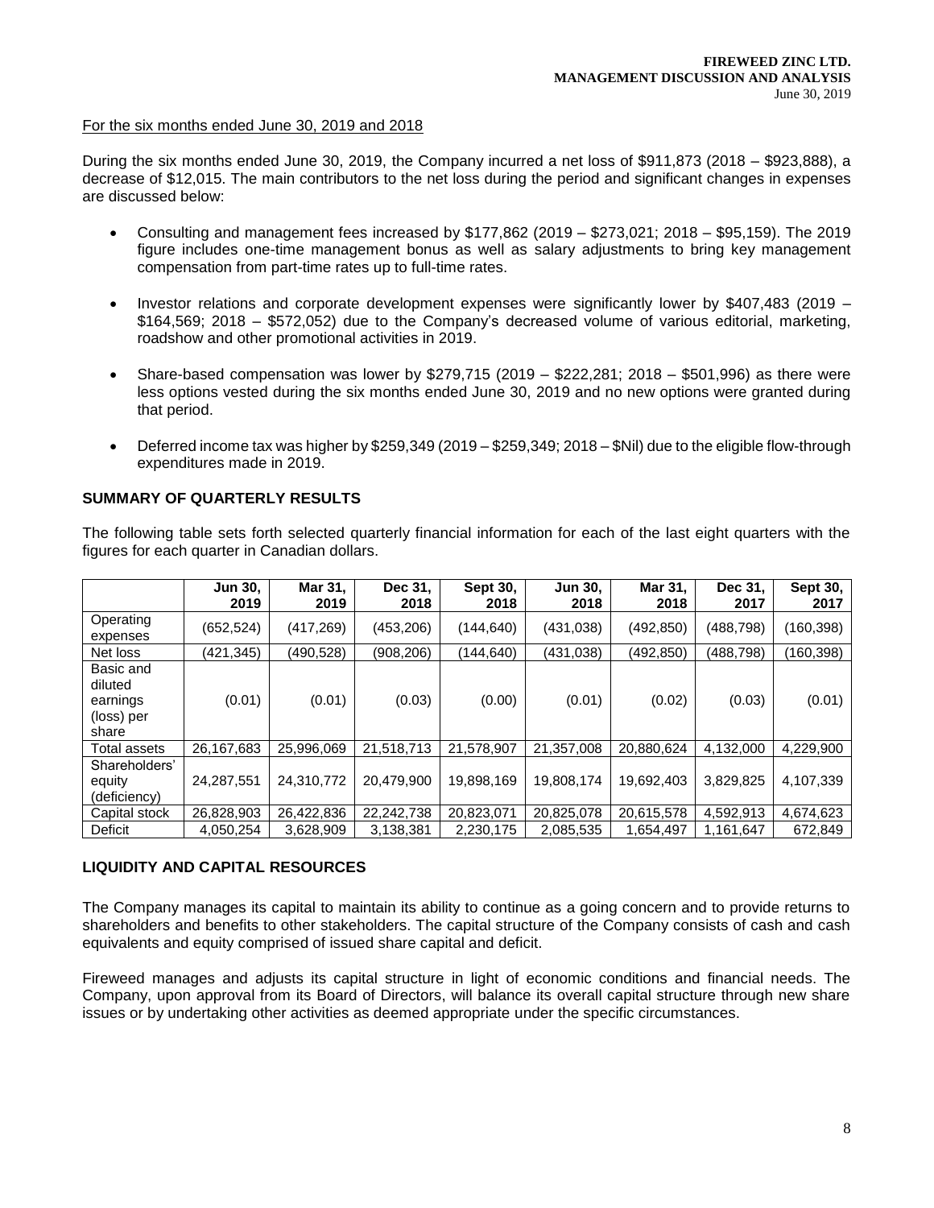For the six months ended June 30, 2019 and 2018

During the six months ended June 30, 2019, the Company incurred a net loss of $911,873 (2018 – $923,888), a decrease of $12,015. The main contributors to the net loss during the period and significant changes in expenses are discussed below:

- Consulting and management fees increased by $177,862 (2019 – $273,021; 2018 – $95,159). The 2019 figure includes one-time management bonus as well as salary adjustments to bring key management compensation from part-time rates up to full-time rates.
- Investor relations and corporate development expenses were significantly lower by $407,483 (2019 – $164,569; 2018 – $572,052) due to the Company's decreased volume of various editorial, marketing, roadshow and other promotional activities in 2019.
- Share-based compensation was lower by $279,715 (2019 – $222,281; 2018 – $501,996) as there were less options vested during the six months ended June 30, 2019 and no new options were granted during that period.
- Deferred income tax was higher by $259,349 (2019 – $259,349; 2018 – $Nil) due to the eligible flow-through expenditures made in 2019.

## SUMMARY OF QUARTERLY RESULTS

The following table sets forth selected quarterly financial information for each of the last eight quarters with the figures for each quarter in Canadian dollars.

| | Jun 30, 2019 | Mar 31, 2019 | Dec 31, 2018 | Sept 30, 2018 | Jun 30, 2018 | Mar 31, 2018 | Dec 31, 2017 | Sept 30, 2017 |
|---|---|---|---|---|---|---|---|---|
| Operating expenses | (652,524) | (417,269) | (453,206) | (144,640) | (431,038) | (492,850) | (488,798) | (160,398) |
| Net loss | (421,345) | (490,528) | (908,206) | (144,640) | (431,038) | (492,850) | (488,798) | (160,398) |
| Basic and diluted earnings (loss) per share | (0.01) | (0.01) | (0.03) | (0.00) | (0.01) | (0.02) | (0.03) | (0.01) |
| Total assets | 26,167,683 | 25,996,069 | 21,518,713 | 21,578,907 | 21,357,008 | 20,880,624 | 4,132,000 | 4,229,900 |
| Shareholders' equity (deficiency) | 24,287,551 | 24,310,772 | 20,479,900 | 19,898,169 | 19,808,174 | 19,692,403 | 3,829,825 | 4,107,339 |
| Capital stock | 26,828,903 | 26,422,836 | 22,242,738 | 20,823,071 | 20,825,078 | 20,615,578 | 4,592,913 | 4,674,623 |
| Deficit | 4,050,254 | 3,628,909 | 3,138,381 | 2,230,175 | 2,085,535 | 1,654,497 | 1,161,647 | 672,849 |

## LIQUIDITY AND CAPITAL RESOURCES

The Company manages its capital to maintain its ability to continue as a going concern and to provide returns to shareholders and benefits to other stakeholders. The capital structure of the Company consists of cash and cash equivalents and equity comprised of issued share capital and deficit.

Fireweed manages and adjusts its capital structure in light of economic conditions and financial needs. The Company, upon approval from its Board of Directors, will balance its overall capital structure through new share issues or by undertaking other activities as deemed appropriate under the specific circumstances.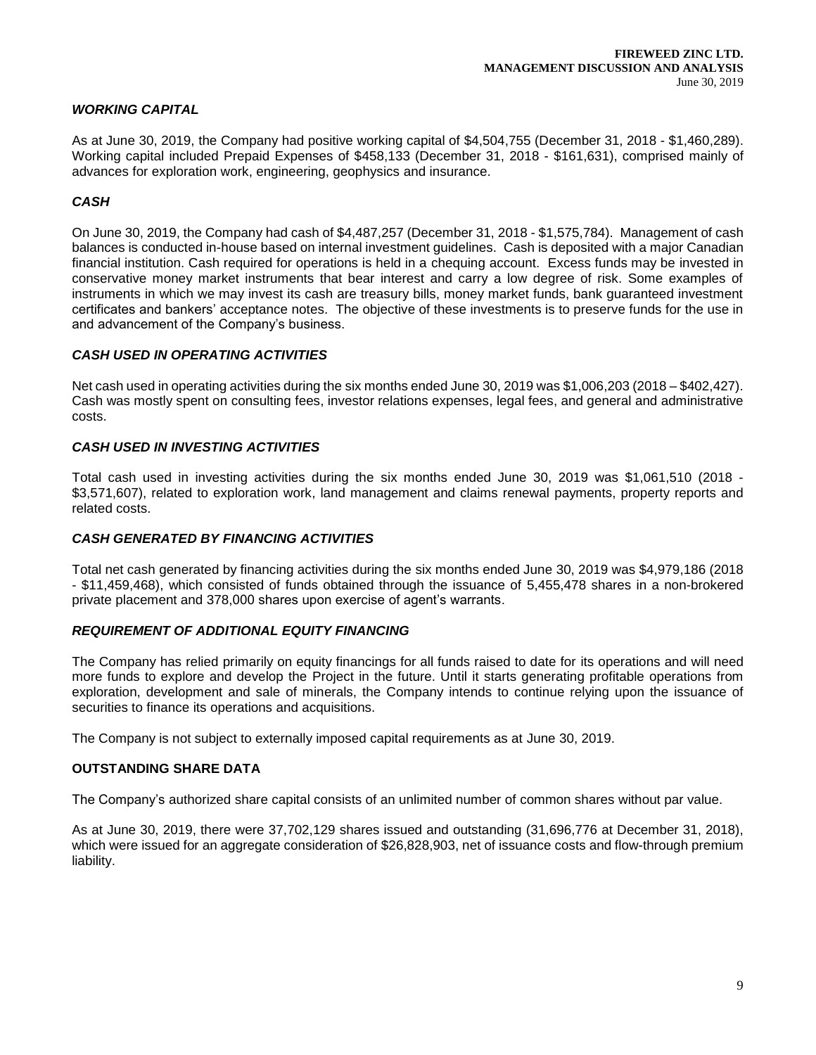### *WORKING CAPITAL*

As at June 30, 2019, the Company had positive working capital of $4,504,755 (December 31, 2018 - $1,460,289). Working capital included Prepaid Expenses of $458,133 (December 31, 2018 - $161,631), comprised mainly of advances for exploration work, engineering, geophysics and insurance.

### *CASH*

On June 30, 2019, the Company had cash of $4,487,257 (December 31, 2018 - $1,575,784). Management of cash balances is conducted in-house based on internal investment guidelines. Cash is deposited with a major Canadian financial institution. Cash required for operations is held in a chequing account. Excess funds may be invested in conservative money market instruments that bear interest and carry a low degree of risk. Some examples of instruments in which we may invest its cash are treasury bills, money market funds, bank guaranteed investment certificates and bankers' acceptance notes. The objective of these investments is to preserve funds for the use in and advancement of the Company's business.

### *CASH USED IN OPERATING ACTIVITIES*

Net cash used in operating activities during the six months ended June 30, 2019 was $1,006,203 (2018 – $402,427). Cash was mostly spent on consulting fees, investor relations expenses, legal fees, and general and administrative costs.

### *CASH USED IN INVESTING ACTIVITIES*

Total cash used in investing activities during the six months ended June 30, 2019 was $1,061,510 (2018 - $3,571,607), related to exploration work, land management and claims renewal payments, property reports and related costs.

### *CASH GENERATED BY FINANCING ACTIVITIES*

Total net cash generated by financing activities during the six months ended June 30, 2019 was $4,979,186 (2018 - $11,459,468), which consisted of funds obtained through the issuance of 5,455,478 shares in a non-brokered private placement and 378,000 shares upon exercise of agent's warrants.

### *REQUIREMENT OF ADDITIONAL EQUITY FINANCING*

The Company has relied primarily on equity financings for all funds raised to date for its operations and will need more funds to explore and develop the Project in the future. Until it starts generating profitable operations from exploration, development and sale of minerals, the Company intends to continue relying upon the issuance of securities to finance its operations and acquisitions.

The Company is not subject to externally imposed capital requirements as at June 30, 2019.

## OUTSTANDING SHARE DATA

The Company's authorized share capital consists of an unlimited number of common shares without par value.

As at June 30, 2019, there were 37,702,129 shares issued and outstanding (31,696,776 at December 31, 2018), which were issued for an aggregate consideration of $26,828,903, net of issuance costs and flow-through premium liability.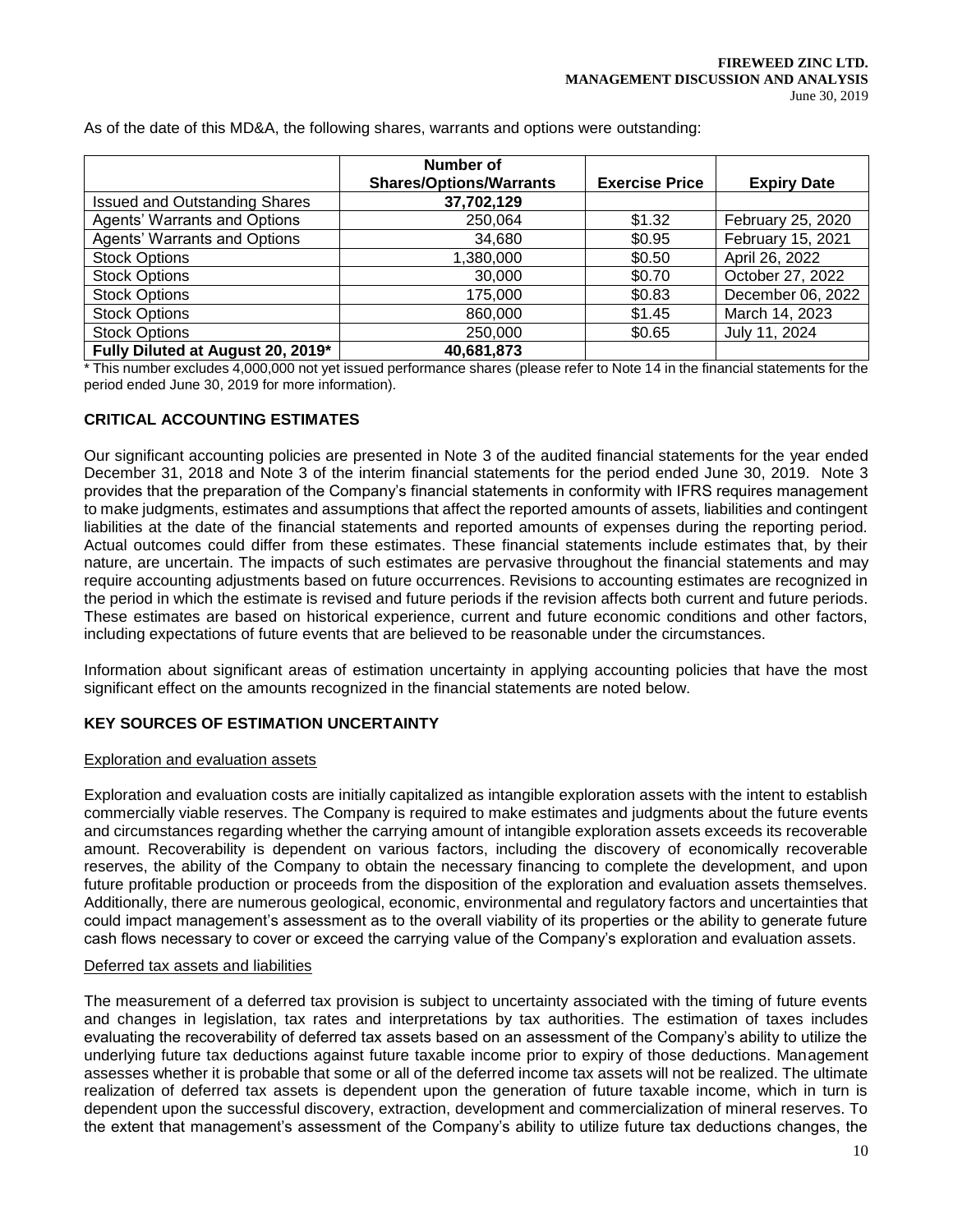As of the date of this MD&A, the following shares, warrants and options were outstanding:

| | Number of Shares/Options/Warrants | Exercise Price | Expiry Date |
|---|---|---|---|
| Issued and Outstanding Shares | **37,702,129** | | |
| Agents' Warrants and Options | 250,064 | $1.32 | February 25, 2020 |
| Agents' Warrants and Options | 34,680 | $0.95 | February 15, 2021 |
| Stock Options | 1,380,000 | $0.50 | April 26, 2022 |
| Stock Options | 30,000 | $0.70 | October 27, 2022 |
| Stock Options | 175,000 | $0.83 | December 06, 2022 |
| Stock Options | 860,000 | $1.45 | March 14, 2023 |
| Stock Options | 250,000 | $0.65 | July 11, 2024 |
| **Fully Diluted at August 20, 2019*** | **40,681,873** | | |

* This number excludes 4,000,000 not yet issued performance shares (please refer to Note 14 in the financial statements for the period ended June 30, 2019 for more information).

## CRITICAL ACCOUNTING ESTIMATES

Our significant accounting policies are presented in Note 3 of the audited financial statements for the year ended December 31, 2018 and Note 3 of the interim financial statements for the period ended June 30, 2019. Note 3 provides that the preparation of the Company's financial statements in conformity with IFRS requires management to make judgments, estimates and assumptions that affect the reported amounts of assets, liabilities and contingent liabilities at the date of the financial statements and reported amounts of expenses during the reporting period. Actual outcomes could differ from these estimates. These financial statements include estimates that, by their nature, are uncertain. The impacts of such estimates are pervasive throughout the financial statements and may require accounting adjustments based on future occurrences. Revisions to accounting estimates are recognized in the period in which the estimate is revised and future periods if the revision affects both current and future periods. These estimates are based on historical experience, current and future economic conditions and other factors, including expectations of future events that are believed to be reasonable under the circumstances.

Information about significant areas of estimation uncertainty in applying accounting policies that have the most significant effect on the amounts recognized in the financial statements are noted below.

## KEY SOURCES OF ESTIMATION UNCERTAINTY

### Exploration and evaluation assets

Exploration and evaluation costs are initially capitalized as intangible exploration assets with the intent to establish commercially viable reserves. The Company is required to make estimates and judgments about the future events and circumstances regarding whether the carrying amount of intangible exploration assets exceeds its recoverable amount. Recoverability is dependent on various factors, including the discovery of economically recoverable reserves, the ability of the Company to obtain the necessary financing to complete the development, and upon future profitable production or proceeds from the disposition of the exploration and evaluation assets themselves. Additionally, there are numerous geological, economic, environmental and regulatory factors and uncertainties that could impact management's assessment as to the overall viability of its properties or the ability to generate future cash flows necessary to cover or exceed the carrying value of the Company's exploration and evaluation assets.

### Deferred tax assets and liabilities

The measurement of a deferred tax provision is subject to uncertainty associated with the timing of future events and changes in legislation, tax rates and interpretations by tax authorities. The estimation of taxes includes evaluating the recoverability of deferred tax assets based on an assessment of the Company's ability to utilize the underlying future tax deductions against future taxable income prior to expiry of those deductions. Management assesses whether it is probable that some or all of the deferred income tax assets will not be realized. The ultimate realization of deferred tax assets is dependent upon the generation of future taxable income, which in turn is dependent upon the successful discovery, extraction, development and commercialization of mineral reserves. To the extent that management's assessment of the Company's ability to utilize future tax deductions changes, the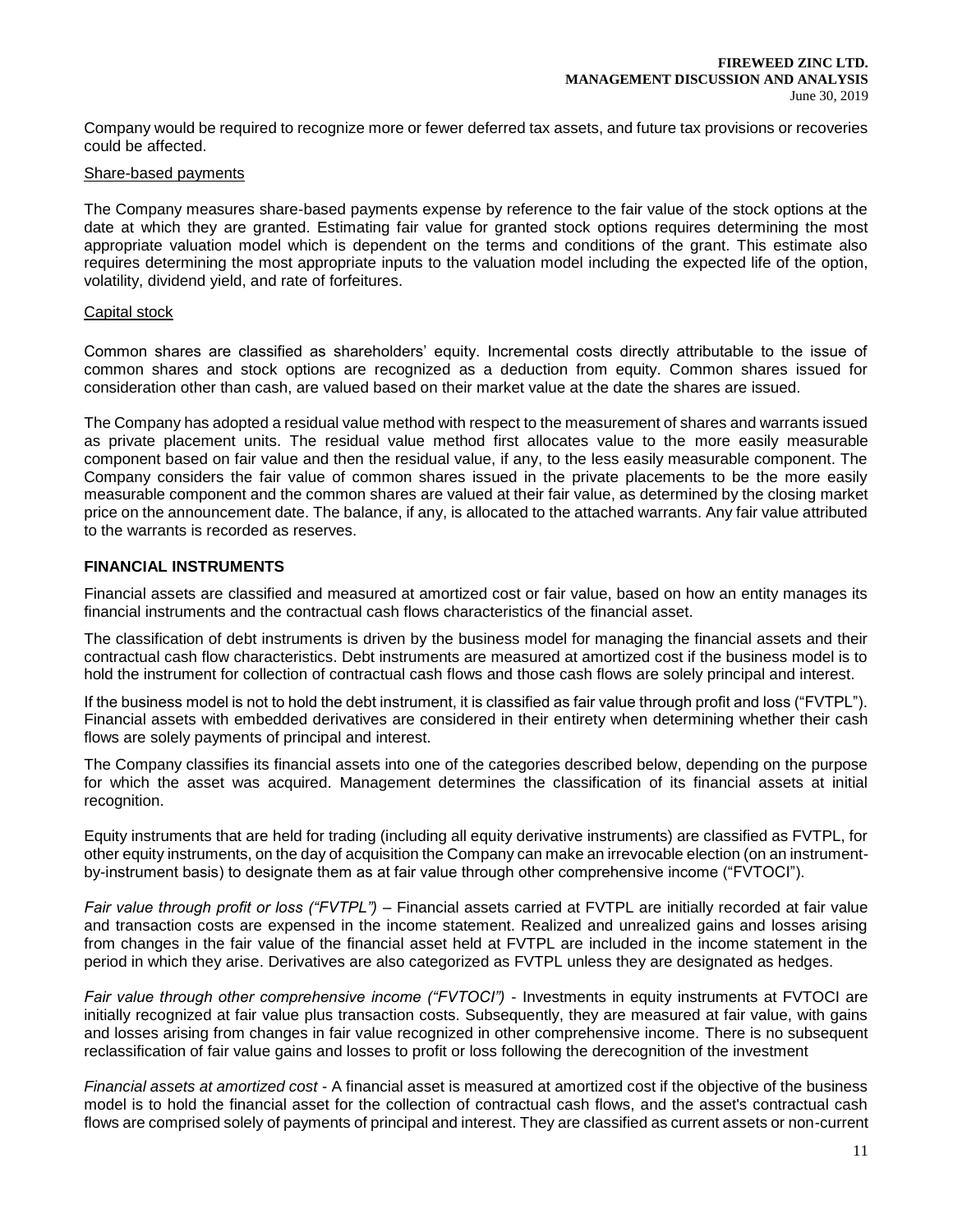Company would be required to recognize more or fewer deferred tax assets, and future tax provisions or recoveries could be affected.

Share-based payments

The Company measures share-based payments expense by reference to the fair value of the stock options at the date at which they are granted. Estimating fair value for granted stock options requires determining the most appropriate valuation model which is dependent on the terms and conditions of the grant. This estimate also requires determining the most appropriate inputs to the valuation model including the expected life of the option, volatility, dividend yield, and rate of forfeitures.

Capital stock

Common shares are classified as shareholders' equity. Incremental costs directly attributable to the issue of common shares and stock options are recognized as a deduction from equity. Common shares issued for consideration other than cash, are valued based on their market value at the date the shares are issued.

The Company has adopted a residual value method with respect to the measurement of shares and warrants issued as private placement units. The residual value method first allocates value to the more easily measurable component based on fair value and then the residual value, if any, to the less easily measurable component. The Company considers the fair value of common shares issued in the private placements to be the more easily measurable component and the common shares are valued at their fair value, as determined by the closing market price on the announcement date. The balance, if any, is allocated to the attached warrants. Any fair value attributed to the warrants is recorded as reserves.

## FINANCIAL INSTRUMENTS

Financial assets are classified and measured at amortized cost or fair value, based on how an entity manages its financial instruments and the contractual cash flows characteristics of the financial asset.

The classification of debt instruments is driven by the business model for managing the financial assets and their contractual cash flow characteristics. Debt instruments are measured at amortized cost if the business model is to hold the instrument for collection of contractual cash flows and those cash flows are solely principal and interest.

If the business model is not to hold the debt instrument, it is classified as fair value through profit and loss ("FVTPL"). Financial assets with embedded derivatives are considered in their entirety when determining whether their cash flows are solely payments of principal and interest.

The Company classifies its financial assets into one of the categories described below, depending on the purpose for which the asset was acquired. Management determines the classification of its financial assets at initial recognition.

Equity instruments that are held for trading (including all equity derivative instruments) are classified as FVTPL, for other equity instruments, on the day of acquisition the Company can make an irrevocable election (on an instrument-by-instrument basis) to designate them as at fair value through other comprehensive income ("FVTOCI").

*Fair value through profit or loss ("FVTPL")* – Financial assets carried at FVTPL are initially recorded at fair value and transaction costs are expensed in the income statement. Realized and unrealized gains and losses arising from changes in the fair value of the financial asset held at FVTPL are included in the income statement in the period in which they arise. Derivatives are also categorized as FVTPL unless they are designated as hedges.

*Fair value through other comprehensive income ("FVTOCI")* - Investments in equity instruments at FVTOCI are initially recognized at fair value plus transaction costs. Subsequently, they are measured at fair value, with gains and losses arising from changes in fair value recognized in other comprehensive income. There is no subsequent reclassification of fair value gains and losses to profit or loss following the derecognition of the investment

*Financial assets at amortized cost* - A financial asset is measured at amortized cost if the objective of the business model is to hold the financial asset for the collection of contractual cash flows, and the asset's contractual cash flows are comprised solely of payments of principal and interest. They are classified as current assets or non-current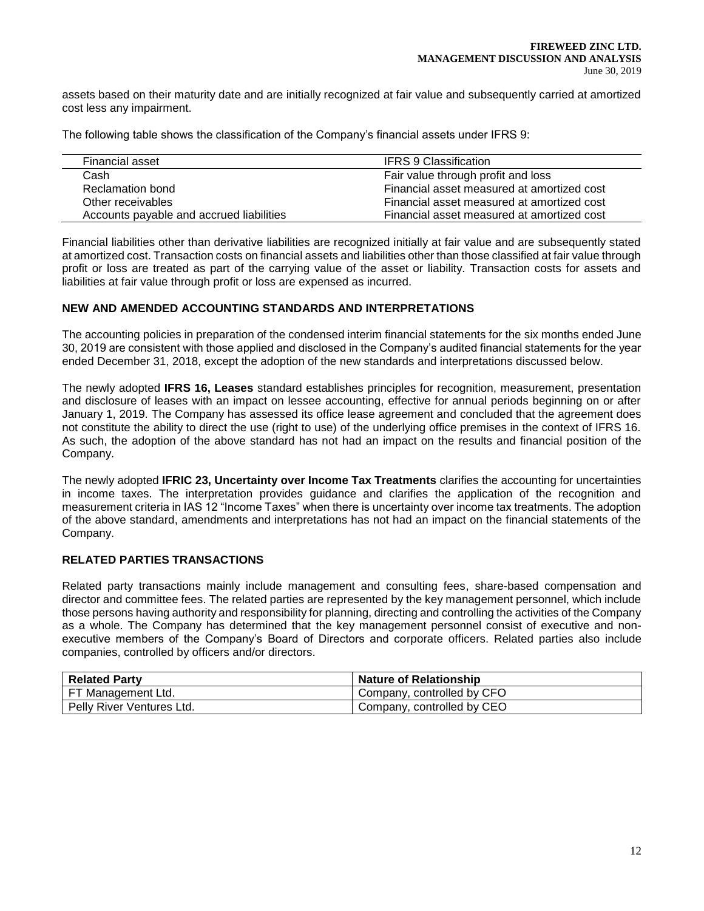assets based on their maturity date and are initially recognized at fair value and subsequently carried at amortized cost less any impairment.

The following table shows the classification of the Company's financial assets under IFRS 9:

| Financial asset | IFRS 9 Classification |
|---|---|
| Cash | Fair value through profit and loss |
| Reclamation bond | Financial asset measured at amortized cost |
| Other receivables | Financial asset measured at amortized cost |
| Accounts payable and accrued liabilities | Financial asset measured at amortized cost |

Financial liabilities other than derivative liabilities are recognized initially at fair value and are subsequently stated at amortized cost. Transaction costs on financial assets and liabilities other than those classified at fair value through profit or loss are treated as part of the carrying value of the asset or liability. Transaction costs for assets and liabilities at fair value through profit or loss are expensed as incurred.

## NEW AND AMENDED ACCOUNTING STANDARDS AND INTERPRETATIONS

The accounting policies in preparation of the condensed interim financial statements for the six months ended June 30, 2019 are consistent with those applied and disclosed in the Company's audited financial statements for the year ended December 31, 2018, except the adoption of the new standards and interpretations discussed below.

The newly adopted **IFRS 16, Leases** standard establishes principles for recognition, measurement, presentation and disclosure of leases with an impact on lessee accounting, effective for annual periods beginning on or after January 1, 2019. The Company has assessed its office lease agreement and concluded that the agreement does not constitute the ability to direct the use (right to use) of the underlying office premises in the context of IFRS 16. As such, the adoption of the above standard has not had an impact on the results and financial position of the Company.

The newly adopted **IFRIC 23, Uncertainty over Income Tax Treatments** clarifies the accounting for uncertainties in income taxes. The interpretation provides guidance and clarifies the application of the recognition and measurement criteria in IAS 12 "Income Taxes" when there is uncertainty over income tax treatments. The adoption of the above standard, amendments and interpretations has not had an impact on the financial statements of the Company.

## RELATED PARTIES TRANSACTIONS

Related party transactions mainly include management and consulting fees, share-based compensation and director and committee fees. The related parties are represented by the key management personnel, which include those persons having authority and responsibility for planning, directing and controlling the activities of the Company as a whole. The Company has determined that the key management personnel consist of executive and non-executive members of the Company's Board of Directors and corporate officers. Related parties also include companies, controlled by officers and/or directors.

| Related Party | Nature of Relationship |
|---|---|
| FT Management Ltd. | Company, controlled by CFO |
| Pelly River Ventures Ltd. | Company, controlled by CEO |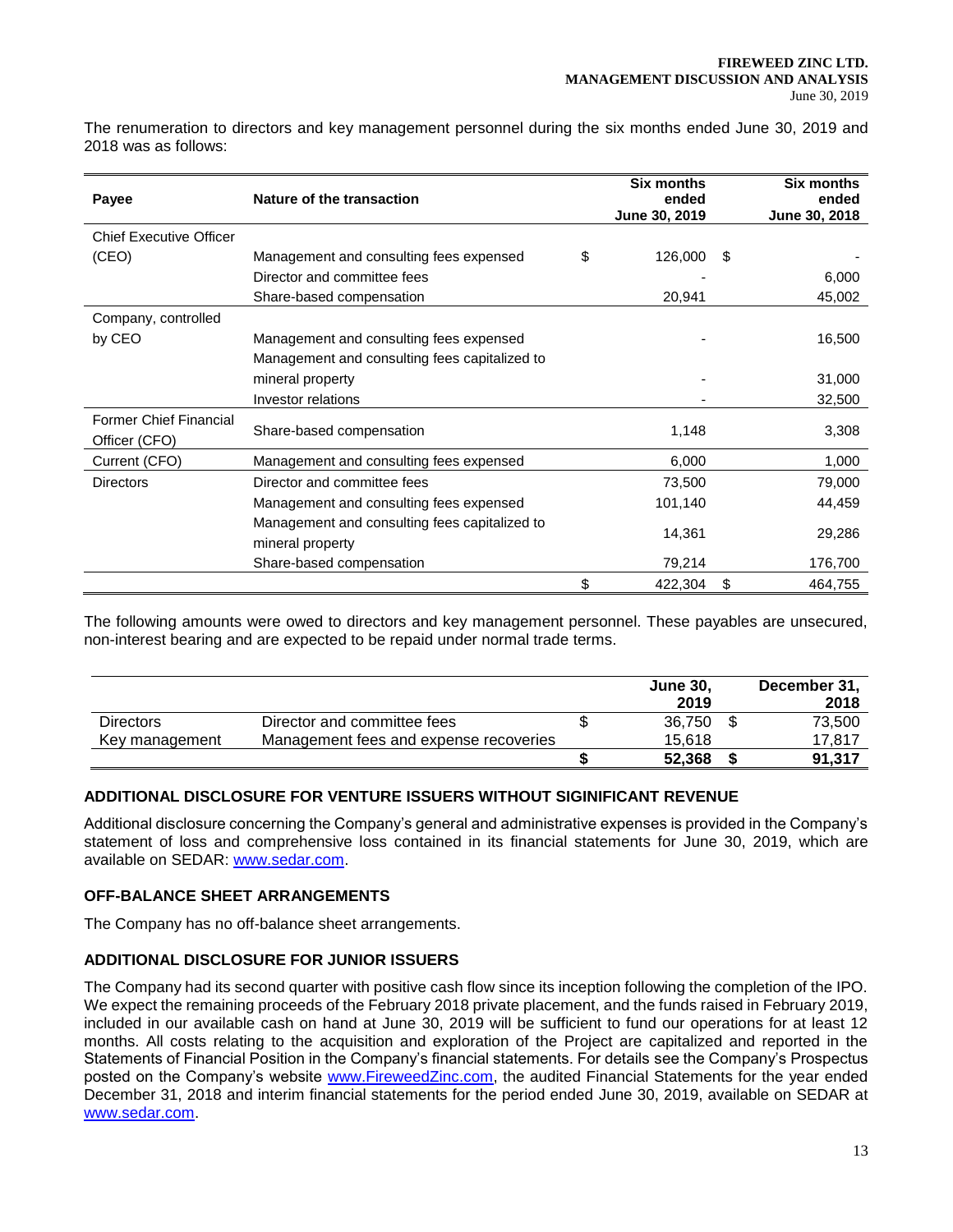The renumeration to directors and key management personnel during the six months ended June 30, 2019 and 2018 was as follows:

| Payee | Nature of the transaction | Six months ended June 30, 2019 | Six months ended June 30, 2018 |
|---|---|---|---|
| Chief Executive Officer (CEO) | Management and consulting fees expensed | $ 126,000 | $ - |
| | Director and committee fees | - | 6,000 |
| | Share-based compensation | 20,941 | 45,002 |
| Company, controlled by CEO | Management and consulting fees expensed | - | 16,500 |
| | Management and consulting fees capitalized to mineral property | - | 31,000 |
| | Investor relations | - | 32,500 |
| Former Chief Financial Officer (CFO) | Share-based compensation | 1,148 | 3,308 |
| Current (CFO) | Management and consulting fees expensed | 6,000 | 1,000 |
| Directors | Director and committee fees | 73,500 | 79,000 |
| | Management and consulting fees expensed | 101,140 | 44,459 |
| | Management and consulting fees capitalized to mineral property | 14,361 | 29,286 |
| | Share-based compensation | 79,214 | 176,700 |
| | | $ 422,304 | $ 464,755 |

The following amounts were owed to directors and key management personnel. These payables are unsecured, non-interest bearing and are expected to be repaid under normal trade terms.

| | | June 30, 2019 | December 31, 2018 |
|---|---|---|---|
| Directors | Director and committee fees | $ 36,750 | $ 73,500 |
| Key management | Management fees and expense recoveries | 15,618 | 17,817 |
| | | **$ 52,368** | **$ 91,317** |

## ADDITIONAL DISCLOSURE FOR VENTURE ISSUERS WITHOUT SIGINIFICANT REVENUE

Additional disclosure concerning the Company's general and administrative expenses is provided in the Company's statement of loss and comprehensive loss contained in its financial statements for June 30, 2019, which are available on SEDAR: www.sedar.com.

## OFF-BALANCE SHEET ARRANGEMENTS

The Company has no off-balance sheet arrangements.

## ADDITIONAL DISCLOSURE FOR JUNIOR ISSUERS

The Company had its second quarter with positive cash flow since its inception following the completion of the IPO. We expect the remaining proceeds of the February 2018 private placement, and the funds raised in February 2019, included in our available cash on hand at June 30, 2019 will be sufficient to fund our operations for at least 12 months. All costs relating to the acquisition and exploration of the Project are capitalized and reported in the Statements of Financial Position in the Company's financial statements. For details see the Company's Prospectus posted on the Company's website www.FireweedZinc.com, the audited Financial Statements for the year ended December 31, 2018 and interim financial statements for the period ended June 30, 2019, available on SEDAR at www.sedar.com.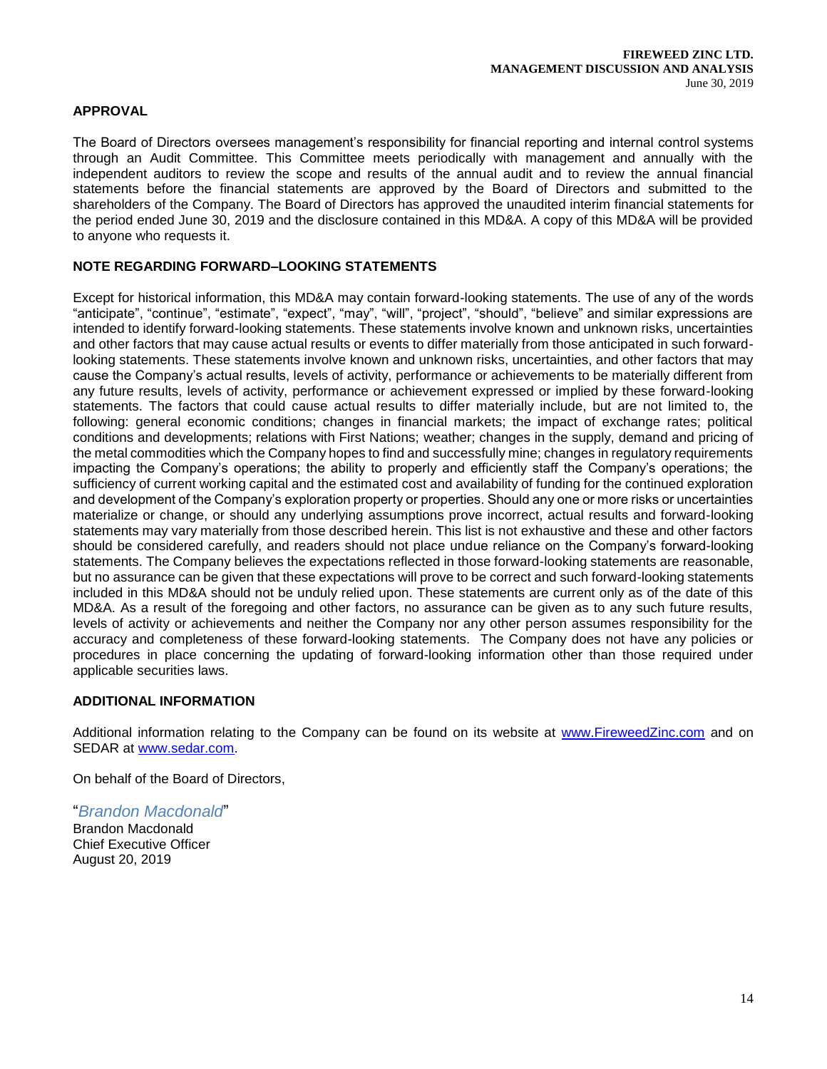## APPROVAL

The Board of Directors oversees management's responsibility for financial reporting and internal control systems through an Audit Committee. This Committee meets periodically with management and annually with the independent auditors to review the scope and results of the annual audit and to review the annual financial statements before the financial statements are approved by the Board of Directors and submitted to the shareholders of the Company. The Board of Directors has approved the unaudited interim financial statements for the period ended June 30, 2019 and the disclosure contained in this MD&A. A copy of this MD&A will be provided to anyone who requests it.

## NOTE REGARDING FORWARD–LOOKING STATEMENTS

Except for historical information, this MD&A may contain forward-looking statements. The use of any of the words "anticipate", "continue", "estimate", "expect", "may", "will", "project", "should", "believe" and similar expressions are intended to identify forward-looking statements. These statements involve known and unknown risks, uncertainties and other factors that may cause actual results or events to differ materially from those anticipated in such forward-looking statements. These statements involve known and unknown risks, uncertainties, and other factors that may cause the Company's actual results, levels of activity, performance or achievements to be materially different from any future results, levels of activity, performance or achievement expressed or implied by these forward-looking statements. The factors that could cause actual results to differ materially include, but are not limited to, the following: general economic conditions; changes in financial markets; the impact of exchange rates; political conditions and developments; relations with First Nations; weather; changes in the supply, demand and pricing of the metal commodities which the Company hopes to find and successfully mine; changes in regulatory requirements impacting the Company's operations; the ability to properly and efficiently staff the Company's operations; the sufficiency of current working capital and the estimated cost and availability of funding for the continued exploration and development of the Company's exploration property or properties. Should any one or more risks or uncertainties materialize or change, or should any underlying assumptions prove incorrect, actual results and forward-looking statements may vary materially from those described herein. This list is not exhaustive and these and other factors should be considered carefully, and readers should not place undue reliance on the Company's forward-looking statements. The Company believes the expectations reflected in those forward-looking statements are reasonable, but no assurance can be given that these expectations will prove to be correct and such forward-looking statements included in this MD&A should not be unduly relied upon. These statements are current only as of the date of this MD&A. As a result of the foregoing and other factors, no assurance can be given as to any such future results, levels of activity or achievements and neither the Company nor any other person assumes responsibility for the accuracy and completeness of these forward-looking statements. The Company does not have any policies or procedures in place concerning the updating of forward-looking information other than those required under applicable securities laws.

## ADDITIONAL INFORMATION

Additional information relating to the Company can be found on its website at www.FireweedZinc.com and on SEDAR at www.sedar.com.

On behalf of the Board of Directors,

"*Brandon Macdonald*"
Brandon Macdonald
Chief Executive Officer
August 20, 2019